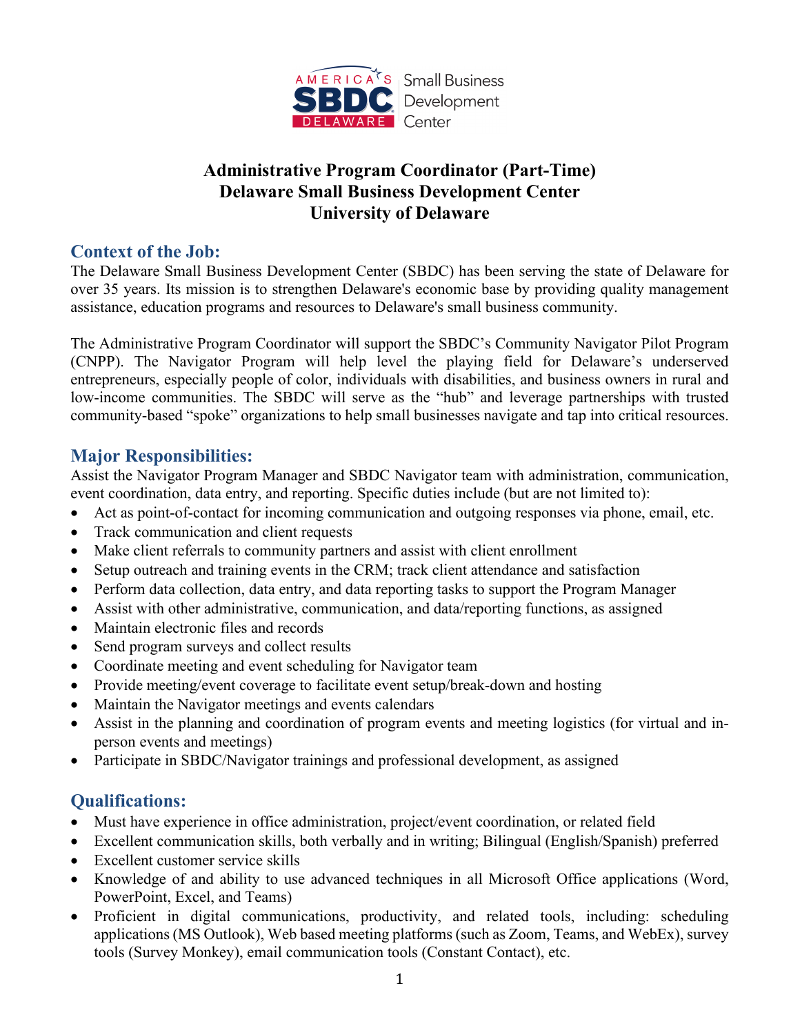# Administrative Program Coordinator (Part-Time)
# Delaware Small Business Development Center
# University of Delaware

## Context of the Job:

The Delaware Small Business Development Center (SBDC) has been serving the state of Delaware for over 35 years. Its mission is to strengthen Delaware's economic base by providing quality management assistance, education programs and resources to Delaware's small business community.

The Administrative Program Coordinator will support the SBDC's Community Navigator Pilot Program (CNPP). The Navigator Program will help level the playing field for Delaware's underserved entrepreneurs, especially people of color, individuals with disabilities, and business owners in rural and low-income communities. The SBDC will serve as the "hub" and leverage partnerships with trusted community-based "spoke" organizations to help small businesses navigate and tap into critical resources.

## Major Responsibilities:

Assist the Navigator Program Manager and SBDC Navigator team with administration, communication, event coordination, data entry, and reporting. Specific duties include (but are not limited to):

- Act as point-of-contact for incoming communication and outgoing responses via phone, email, etc.
- Track communication and client requests
- Make client referrals to community partners and assist with client enrollment
- Setup outreach and training events in the CRM; track client attendance and satisfaction
- Perform data collection, data entry, and data reporting tasks to support the Program Manager
- Assist with other administrative, communication, and data/reporting functions, as assigned
- Maintain electronic files and records
- Send program surveys and collect results
- Coordinate meeting and event scheduling for Navigator team
- Provide meeting/event coverage to facilitate event setup/break-down and hosting
- Maintain the Navigator meetings and events calendars
- Assist in the planning and coordination of program events and meeting logistics (for virtual and in-person events and meetings)
- Participate in SBDC/Navigator trainings and professional development, as assigned

## Qualifications:

- Must have experience in office administration, project/event coordination, or related field
- Excellent communication skills, both verbally and in writing; Bilingual (English/Spanish) preferred
- Excellent customer service skills
- Knowledge of and ability to use advanced techniques in all Microsoft Office applications (Word, PowerPoint, Excel, and Teams)
- Proficient in digital communications, productivity, and related tools, including: scheduling applications (MS Outlook), Web based meeting platforms (such as Zoom, Teams, and WebEx), survey tools (Survey Monkey), email communication tools (Constant Contact), etc.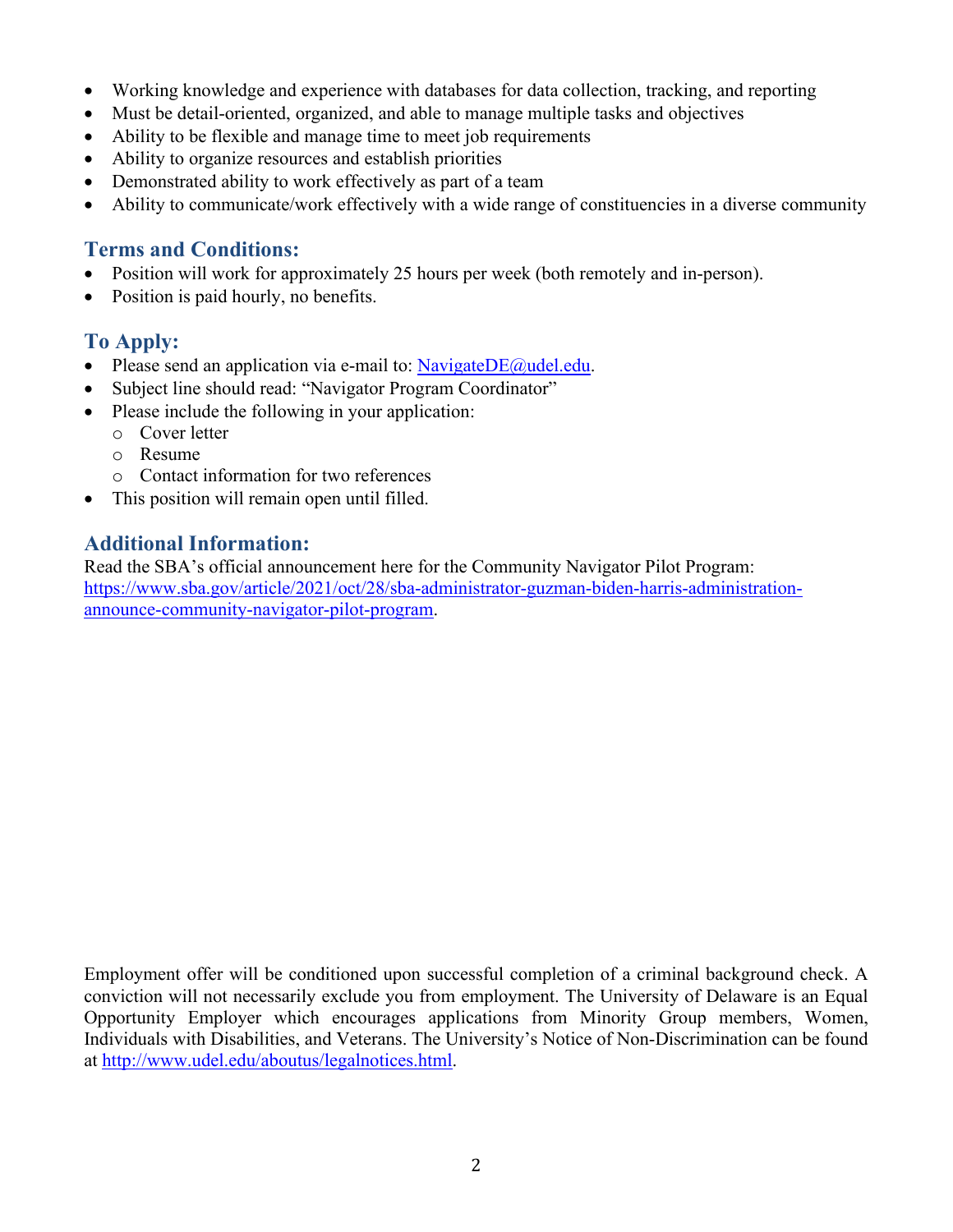- Working knowledge and experience with databases for data collection, tracking, and reporting
- Must be detail-oriented, organized, and able to manage multiple tasks and objectives
- Ability to be flexible and manage time to meet job requirements
- Ability to organize resources and establish priorities
- Demonstrated ability to work effectively as part of a team
- Ability to communicate/work effectively with a wide range of constituencies in a diverse community

## Terms and Conditions:

- Position will work for approximately 25 hours per week (both remotely and in-person).
- Position is paid hourly, no benefits.

## To Apply:

- Please send an application via e-mail to: NavigateDE@udel.edu.
- Subject line should read: "Navigator Program Coordinator"
- Please include the following in your application:
  - Cover letter
  - Resume
  - Contact information for two references
- This position will remain open until filled.

## Additional Information:

Read the SBA's official announcement here for the Community Navigator Pilot Program: https://www.sba.gov/article/2021/oct/28/sba-administrator-guzman-biden-harris-administration-announce-community-navigator-pilot-program.

Employment offer will be conditioned upon successful completion of a criminal background check. A conviction will not necessarily exclude you from employment. The University of Delaware is an Equal Opportunity Employer which encourages applications from Minority Group members, Women, Individuals with Disabilities, and Veterans. The University's Notice of Non-Discrimination can be found at http://www.udel.edu/aboutus/legalnotices.html.